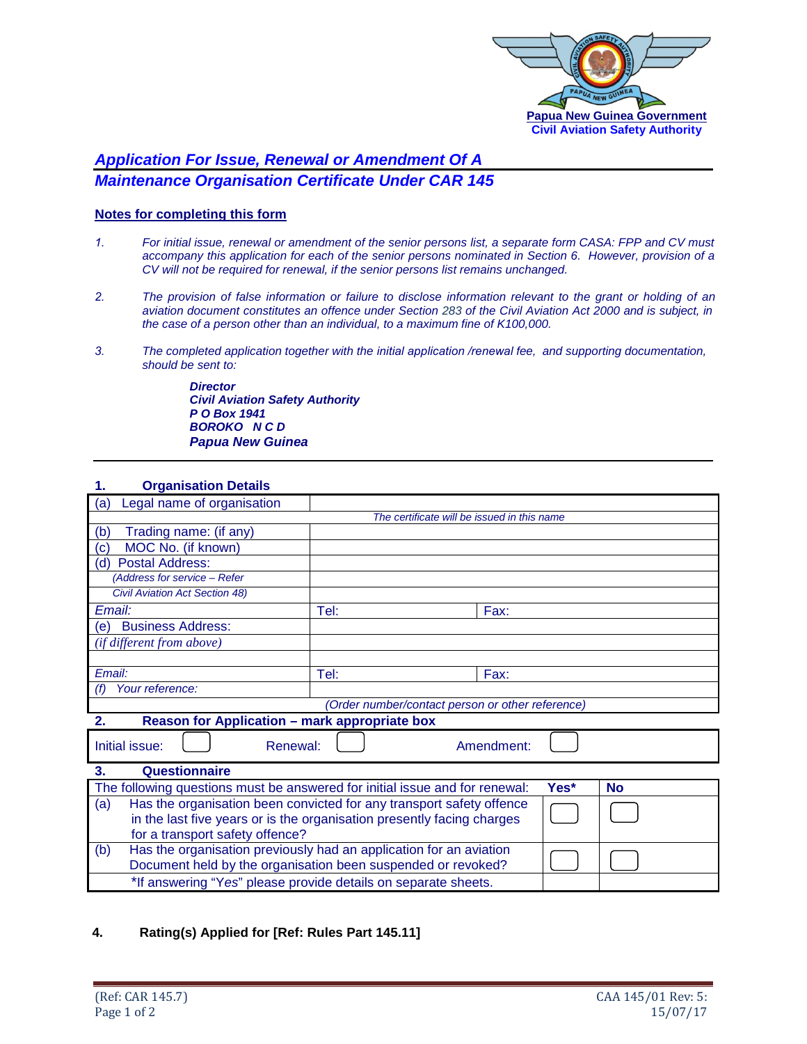Papua New Guinea Government
Civil Aviation Safety Authority

# Application For Issue, Renewal or Amendment Of A Maintenance Organisation Certificate Under CAR 145

## Notes for completing this form

1. *For initial issue, renewal or amendment of the senior persons list, a separate form CASA: FPP and CV must accompany this application for each of the senior persons nominated in Section 6. However, provision of a CV will not be required for renewal, if the senior persons list remains unchanged.*

2. *The provision of false information or failure to disclose information relevant to the grant or holding of an aviation document constitutes an offence under Section 283 of the Civil Aviation Act 2000 and is subject, in the case of a person other than an individual, to a maximum fine of K100,000.*

3. *The completed application together with the initial application /renewal fee, and supporting documentation, should be sent to:*

   ***Director***
   ***Civil Aviation Safety Authority***
   ***P O Box 1941***
   ***BOROKO N C D***
   ***Papua New Guinea***

---

### 1. Organisation Details

| | | |
|---|---|---|
| (a) Legal name of organisation | | |
| | *The certificate will be issued in this name* | |
| (b) Trading name: (if any) | | |
| (c) MOC No. (if known) | | |
| (d) Postal Address: | | |
| *(Address for service – Refer* | | |
| *Civil Aviation Act Section 48)* | | |
| *Email:* | Tel: | Fax: |
| (e) Business Address: | | |
| *(if different from above)* | | |
| | | |
| *Email:* | Tel: | Fax: |
| *(f) Your reference:* | | |
| | *(Order number/contact person or other reference)* | |

### 2. Reason for Application – mark appropriate box

| | | |
|---|---|---|
| Initial issue: ☐ | Renewal: ☐ | Amendment: ☐ |

### 3. Questionnaire

| The following questions must be answered for initial issue and for renewal: | Yes* | No |
|---|---|---|
| (a) Has the organisation been convicted for any transport safety offence in the last five years or is the organisation presently facing charges for a transport safety offence? | ☐ | ☐ |
| (b) Has the organisation previously had an application for an aviation Document held by the organisation been suspended or revoked? | ☐ | ☐ |
| *If answering "Yes" please provide details on separate sheets. | | |

### 4. Rating(s) Applied for [Ref: Rules Part 145.11]

(Ref: CAR 145.7) CAA 145/01 Rev: 5: 15/07/17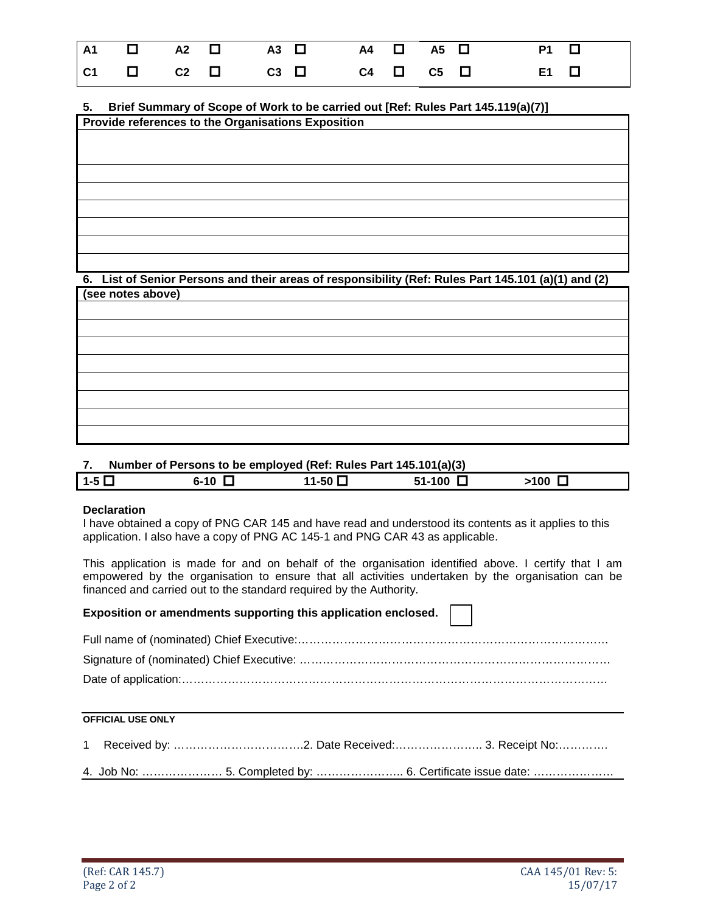| | | | | | |
|---|---|---|---|---|---|
| A1 ☐ | A2 ☐ | A3 ☐ | A4 ☐ | A5 ☐ | P1 ☐ |
| C1 ☐ | C2 ☐ | C3 ☐ | C4 ☐ | C5 ☐ | E1 ☐ |

**5. Brief Summary of Scope of Work to be carried out [Ref: Rules Part 145.119(a)(7)]**

| **Provide references to the Organisations Exposition** |
|---|
| |
| |
| |
| |
| |
| |
| |

**6. List of Senior Persons and their areas of responsibility (Ref: Rules Part 145.101 (a)(1) and (2)**

| **(see notes above)** |
|---|
| |
| |
| |
| |
| |
| |
| |
| |

**7. Number of Persons to be employed (Ref: Rules Part 145.101(a)(3)**

| | | | | |
|---|---|---|---|---|
| 1-5 ☐ | 6-10 ☐ | 11-50 ☐ | 51-100 ☐ | >100 ☐ |

**Declaration**

I have obtained a copy of PNG CAR 145 and have read and understood its contents as it applies to this application. I also have a copy of PNG AC 145-1 and PNG CAR 43 as applicable.

This application is made for and on behalf of the organisation identified above. I certify that I am empowered by the organisation to ensure that all activities undertaken by the organisation can be financed and carried out to the standard required by the Authority.

**Exposition or amendments supporting this application enclosed.** ☐

Full name of (nominated) Chief Executive:………………………………………………………………………

Signature of (nominated) Chief Executive: ………………………………………………………………………

Date of application:…………………………………………………………………………………………………

**OFFICIAL USE ONLY**

1 Received by: …………………………….2. Date Received:………………….. 3. Receipt No:…………

4. Job No: ………………… 5. Completed by: ………………….. 6. Certificate issue date: …………………

(Ref: CAR 145.7) CAA 145/01 Rev: 5: 15/07/17